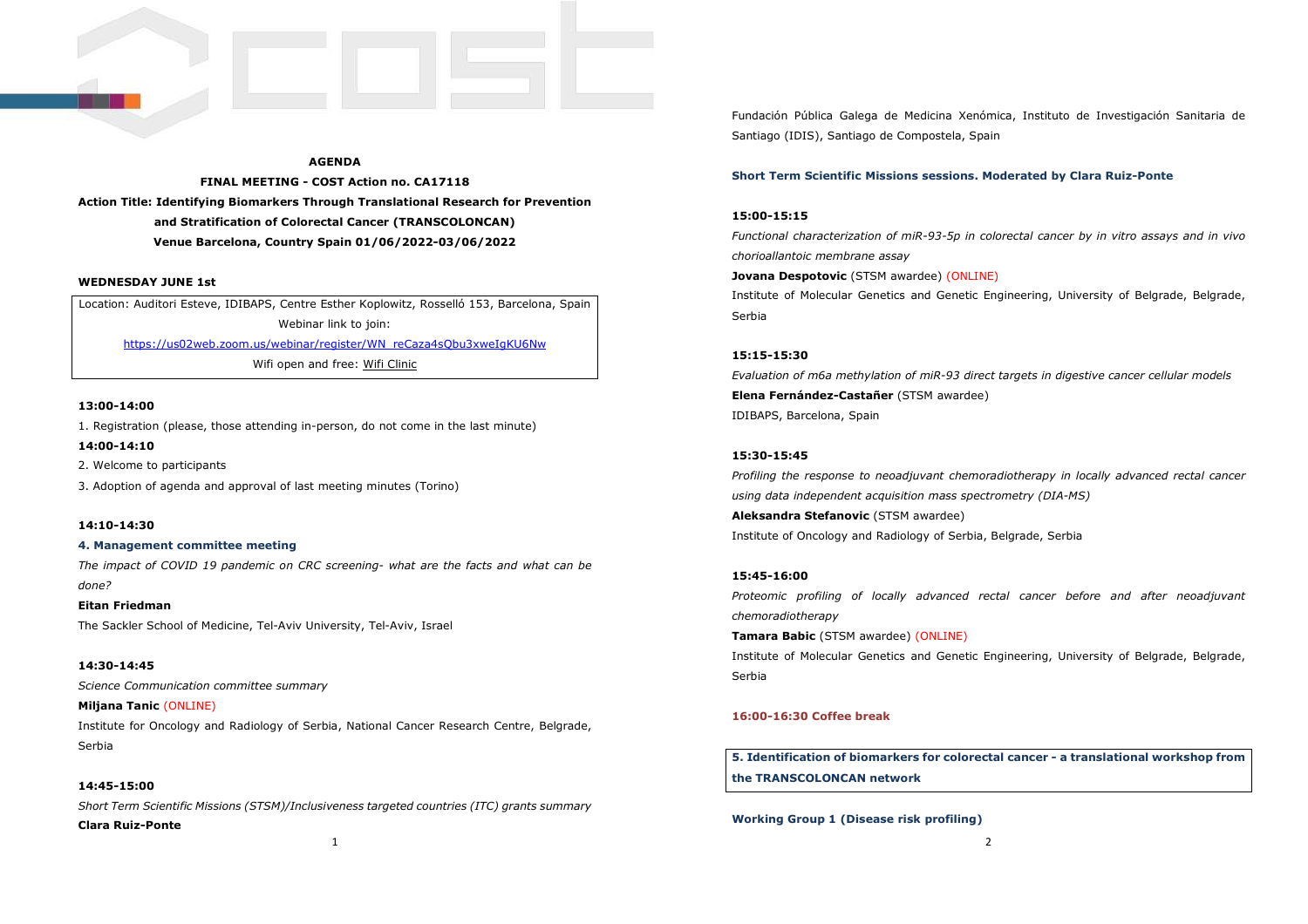**AGENDA**

**FINAL MEETING - COST Action no. CA17118**

**Action Title: Identifying Biomarkers Through Translational Research for Prevention and Stratification of Colorectal Cancer (TRANSCOLONCAN)**

**Venue Barcelona, Country Spain 01/06/2022-03/06/2022**

**WEDNESDAY JUNE 1st**

Location: Auditori Esteve, IDIBAPS, Centre Esther Koplowitz, Rosselló 153, Barcelona, Spain

Webinar link to join:

https://us02web.zoom.us/webinar/register/WN_reCaza4sQbu3xweIgKU6Nw

Wifi open and free: Wifi Clinic

**13:00-14:00**

1. Registration (please, those attending in-person, do not come in the last minute)

**14:00-14:10**

2. Welcome to participants
3. Adoption of agenda and approval of last meeting minutes (Torino)

**14:10-14:30**

**4. Management committee meeting**

*The impact of COVID 19 pandemic on CRC screening- what are the facts and what can be done?*

**Eitan Friedman**

The Sackler School of Medicine, Tel-Aviv University, Tel-Aviv, Israel

**14:30-14:45**

*Science Communication committee summary*

**Miljana Tanic** (ONLINE)

Institute for Oncology and Radiology of Serbia, National Cancer Research Centre, Belgrade, Serbia

**14:45-15:00**

*Short Term Scientific Missions (STSM)/Inclusiveness targeted countries (ITC) grants summary*

**Clara Ruiz-Ponte**

Fundación Pública Galega de Medicina Xenómica, Instituto de Investigación Sanitaria de Santiago (IDIS), Santiago de Compostela, Spain

**Short Term Scientific Missions sessions. Moderated by Clara Ruiz-Ponte**

**15:00-15:15**

*Functional characterization of miR-93-5p in colorectal cancer by in vitro assays and in vivo chorioallantoic membrane assay*

**Jovana Despotovic** (STSM awardee) (ONLINE)

Institute of Molecular Genetics and Genetic Engineering, University of Belgrade, Belgrade, Serbia

**15:15-15:30**

*Evaluation of m6a methylation of miR-93 direct targets in digestive cancer cellular models*

**Elena Fernández-Castañer** (STSM awardee)

IDIBAPS, Barcelona, Spain

**15:30-15:45**

*Profiling the response to neoadjuvant chemoradiotherapy in locally advanced rectal cancer using data independent acquisition mass spectrometry (DIA-MS)*

**Aleksandra Stefanovic** (STSM awardee)

Institute of Oncology and Radiology of Serbia, Belgrade, Serbia

**15:45-16:00**

*Proteomic profiling of locally advanced rectal cancer before and after neoadjuvant chemoradiotherapy*

**Tamara Babic** (STSM awardee) (ONLINE)

Institute of Molecular Genetics and Genetic Engineering, University of Belgrade, Belgrade, Serbia

**16:00-16:30 Coffee break**

**5. Identification of biomarkers for colorectal cancer - a translational workshop from the TRANSCOLONCAN network**

**Working Group 1 (Disease risk profiling)**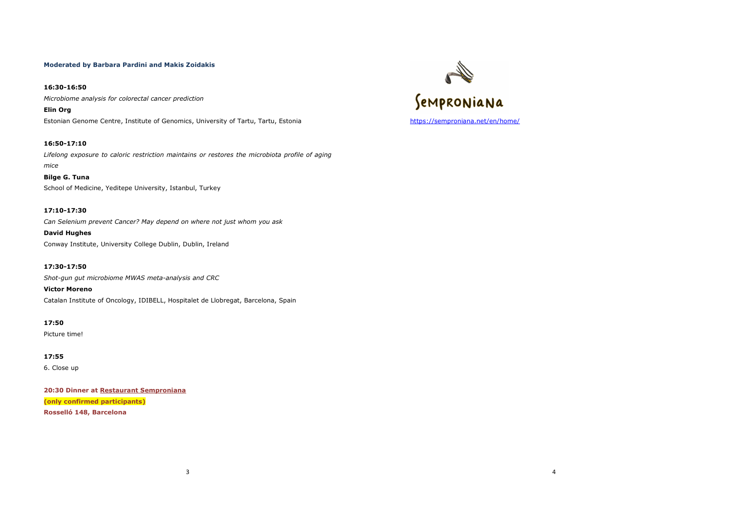**Moderated by Barbara Pardini and Makis Zoidakis**

**16:30-16:50**

*Microbiome analysis for colorectal cancer prediction*

**Elin Org**

Estonian Genome Centre, Institute of Genomics, University of Tartu, Tartu, Estonia

**16:50-17:10**

*Lifelong exposure to caloric restriction maintains or restores the microbiota profile of aging mice*

**Bilge G. Tuna**

School of Medicine, Yeditepe University, Istanbul, Turkey

**17:10-17:30**

*Can Selenium prevent Cancer? May depend on where not just whom you ask*

**David Hughes**

Conway Institute, University College Dublin, Dublin, Ireland

**17:30-17:50**

*Shot-gun gut microbiome MWAS meta-analysis and CRC*

**Victor Moreno**

Catalan Institute of Oncology, IDIBELL, Hospitalet de Llobregat, Barcelona, Spain

**17:50**

Picture time!

**17:55**

6. Close up

**20:30 Dinner at Restaurant Semproniana**

**(only confirmed participants)**

**Rosselló 148, Barcelona**

Semproniana

https://semproniana.net/en/home/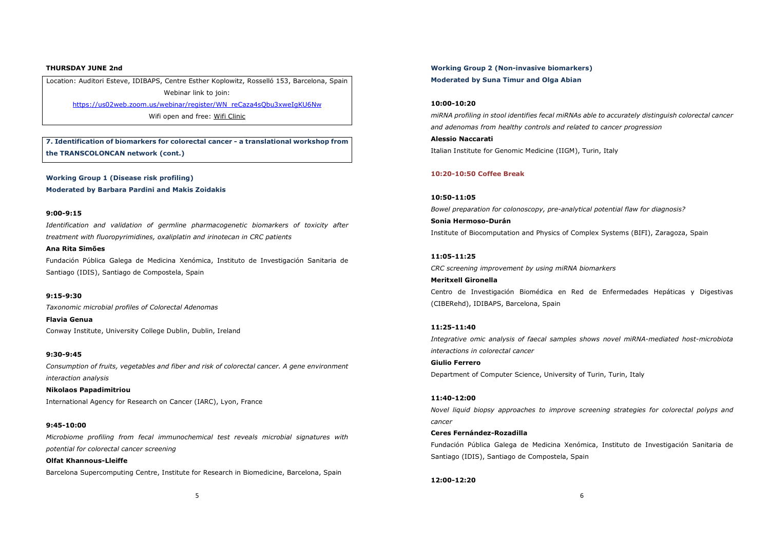**THURSDAY JUNE 2nd**

Location: Auditori Esteve, IDIBAPS, Centre Esther Koplowitz, Rosselló 153, Barcelona, Spain

Webinar link to join:

https://us02web.zoom.us/webinar/register/WN_reCaza4sQbu3xweIgKU6Nw

Wifi open and free: Wifi Clinic

**7. Identification of biomarkers for colorectal cancer - a translational workshop from the TRANSCOLONCAN network (cont.)**

**Working Group 1 (Disease risk profiling)**
**Moderated by Barbara Pardini and Makis Zoidakis**

**9:00-9:15**

*Identification and validation of germline pharmacogenetic biomarkers of toxicity after treatment with fluoropyrimidines, oxaliplatin and irinotecan in CRC patients*

**Ana Rita Simões**

Fundación Pública Galega de Medicina Xenómica, Instituto de Investigación Sanitaria de Santiago (IDIS), Santiago de Compostela, Spain

**9:15-9:30**

*Taxonomic microbial profiles of Colorectal Adenomas*

**Flavia Genua**

Conway Institute, University College Dublin, Dublin, Ireland

**9:30-9:45**

*Consumption of fruits, vegetables and fiber and risk of colorectal cancer. A gene environment interaction analysis*

**Nikolaos Papadimitriou**

International Agency for Research on Cancer (IARC), Lyon, France

**9:45-10:00**

*Microbiome profiling from fecal immunochemical test reveals microbial signatures with potential for colorectal cancer screening*

**Olfat Khannous-Lleiffe**

Barcelona Supercomputing Centre, Institute for Research in Biomedicine, Barcelona, Spain

**Working Group 2 (Non-invasive biomarkers)**
**Moderated by Suna Timur and Olga Abian**

**10:00-10:20**

*miRNA profiling in stool identifies fecal miRNAs able to accurately distinguish colorectal cancer and adenomas from healthy controls and related to cancer progression*

**Alessio Naccarati**

Italian Institute for Genomic Medicine (IIGM), Turin, Italy

**10:20-10:50 Coffee Break**

**10:50-11:05**

*Bowel preparation for colonoscopy, pre-analytical potential flaw for diagnosis?*

**Sonia Hermoso-Durán**

Institute of Biocomputation and Physics of Complex Systems (BIFI), Zaragoza, Spain

**11:05-11:25**

*CRC screening improvement by using miRNA biomarkers*

**Meritxell Gironella**

Centro de Investigación Biomédica en Red de Enfermedades Hepáticas y Digestivas (CIBERehd), IDIBAPS, Barcelona, Spain

**11:25-11:40**

*Integrative omic analysis of faecal samples shows novel miRNA-mediated host-microbiota interactions in colorectal cancer*

**Giulio Ferrero**

Department of Computer Science, University of Turin, Turin, Italy

**11:40-12:00**

*Novel liquid biopsy approaches to improve screening strategies for colorectal polyps and cancer*

**Ceres Fernández-Rozadilla**

Fundación Pública Galega de Medicina Xenómica, Instituto de Investigación Sanitaria de Santiago (IDIS), Santiago de Compostela, Spain

**12:00-12:20**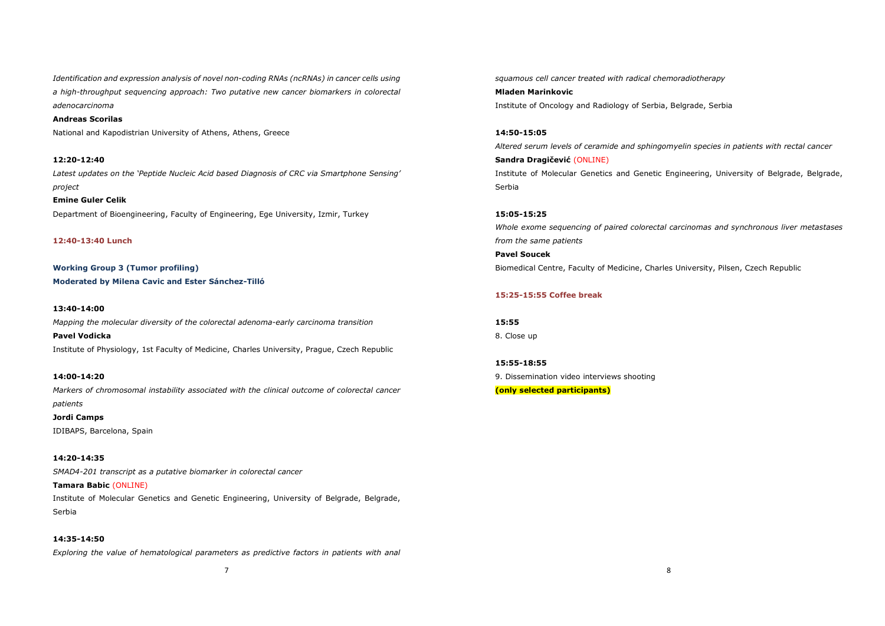*Identification and expression analysis of novel non-coding RNAs (ncRNAs) in cancer cells using a high-throughput sequencing approach: Two putative new cancer biomarkers in colorectal adenocarcinoma*

**Andreas Scorilas**

National and Kapodistrian University of Athens, Athens, Greece

**12:20-12:40**

*Latest updates on the 'Peptide Nucleic Acid based Diagnosis of CRC via Smartphone Sensing' project*

**Emine Guler Celik**

Department of Bioengineering, Faculty of Engineering, Ege University, Izmir, Turkey

**12:40-13:40 Lunch**

**Working Group 3 (Tumor profiling)**
**Moderated by Milena Cavic and Ester Sánchez-Tilló**

**13:40-14:00**

*Mapping the molecular diversity of the colorectal adenoma-early carcinoma transition*

**Pavel Vodicka**

Institute of Physiology, 1st Faculty of Medicine, Charles University, Prague, Czech Republic

**14:00-14:20**

*Markers of chromosomal instability associated with the clinical outcome of colorectal cancer patients*

**Jordi Camps**

IDIBAPS, Barcelona, Spain

**14:20-14:35**

*SMAD4-201 transcript as a putative biomarker in colorectal cancer*

**Tamara Babic** (ONLINE)

Institute of Molecular Genetics and Genetic Engineering, University of Belgrade, Belgrade, Serbia

**14:35-14:50**

*Exploring the value of hematological parameters as predictive factors in patients with anal squamous cell cancer treated with radical chemoradiotherapy*

**Mladen Marinkovic**

Institute of Oncology and Radiology of Serbia, Belgrade, Serbia

**14:50-15:05**

*Altered serum levels of ceramide and sphingomyelin species in patients with rectal cancer*

**Sandra Dragičević** (ONLINE)

Institute of Molecular Genetics and Genetic Engineering, University of Belgrade, Belgrade, Serbia

**15:05-15:25**

*Whole exome sequencing of paired colorectal carcinomas and synchronous liver metastases from the same patients*

**Pavel Soucek**

Biomedical Centre, Faculty of Medicine, Charles University, Pilsen, Czech Republic

**15:25-15:55 Coffee break**

**15:55**

8. Close up

**15:55-18:55**

9. Dissemination video interviews shooting

**(only selected participants)**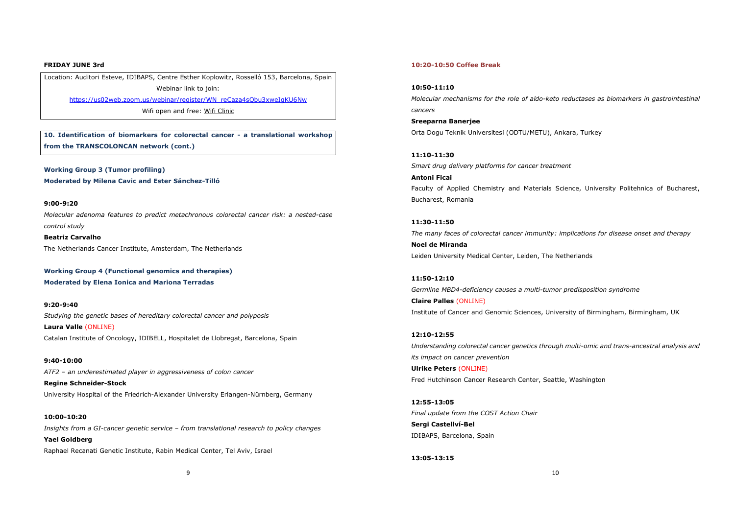**FRIDAY JUNE 3rd**

Location: Auditori Esteve, IDIBAPS, Centre Esther Koplowitz, Rosselló 153, Barcelona, Spain
Webinar link to join:
https://us02web.zoom.us/webinar/register/WN_reCaza4sQbu3xweIgKU6Nw
Wifi open and free: Wifi Clinic

**10. Identification of biomarkers for colorectal cancer - a translational workshop from the TRANSCOLONCAN network (cont.)**

**Working Group 3 (Tumor profiling)**
**Moderated by Milena Cavic and Ester Sánchez-Tilló**

**9:00-9:20**
*Molecular adenoma features to predict metachronous colorectal cancer risk: a nested-case control study*
**Beatriz Carvalho**
The Netherlands Cancer Institute, Amsterdam, The Netherlands

**Working Group 4 (Functional genomics and therapies)**
**Moderated by Elena Ionica and Mariona Terradas**

**9:20-9:40**
*Studying the genetic bases of hereditary colorectal cancer and polyposis*
**Laura Valle** (ONLINE)
Catalan Institute of Oncology, IDIBELL, Hospitalet de Llobregat, Barcelona, Spain

**9:40-10:00**
*ATF2 – an underestimated player in aggressiveness of colon cancer*
**Regine Schneider-Stock**
University Hospital of the Friedrich-Alexander University Erlangen-Nürnberg, Germany

**10:00-10:20**
*Insights from a GI-cancer genetic service – from translational research to policy changes*
**Yael Goldberg**
Raphael Recanati Genetic Institute, Rabin Medical Center, Tel Aviv, Israel

**10:20-10:50 Coffee Break**

**10:50-11:10**
*Molecular mechanisms for the role of aldo-keto reductases as biomarkers in gastrointestinal cancers*
**Sreeparna Banerjee**
Orta Dogu Teknik Universitesi (ODTU/METU), Ankara, Turkey

**11:10-11:30**
*Smart drug delivery platforms for cancer treatment*
**Antoni Ficai**
Faculty of Applied Chemistry and Materials Science, University Politehnica of Bucharest, Bucharest, Romania

**11:30-11:50**
*The many faces of colorectal cancer immunity: implications for disease onset and therapy*
**Noel de Miranda**
Leiden University Medical Center, Leiden, The Netherlands

**11:50-12:10**
*Germline MBD4-deficiency causes a multi-tumor predisposition syndrome*
**Claire Palles** (ONLINE)
Institute of Cancer and Genomic Sciences, University of Birmingham, Birmingham, UK

**12:10-12:55**
*Understanding colorectal cancer genetics through multi-omic and trans-ancestral analysis and its impact on cancer prevention*
**Ulrike Peters** (ONLINE)
Fred Hutchinson Cancer Research Center, Seattle, Washington

**12:55-13:05**
*Final update from the COST Action Chair*
**Sergi Castellví-Bel**
IDIBAPS, Barcelona, Spain

**13:05-13:15**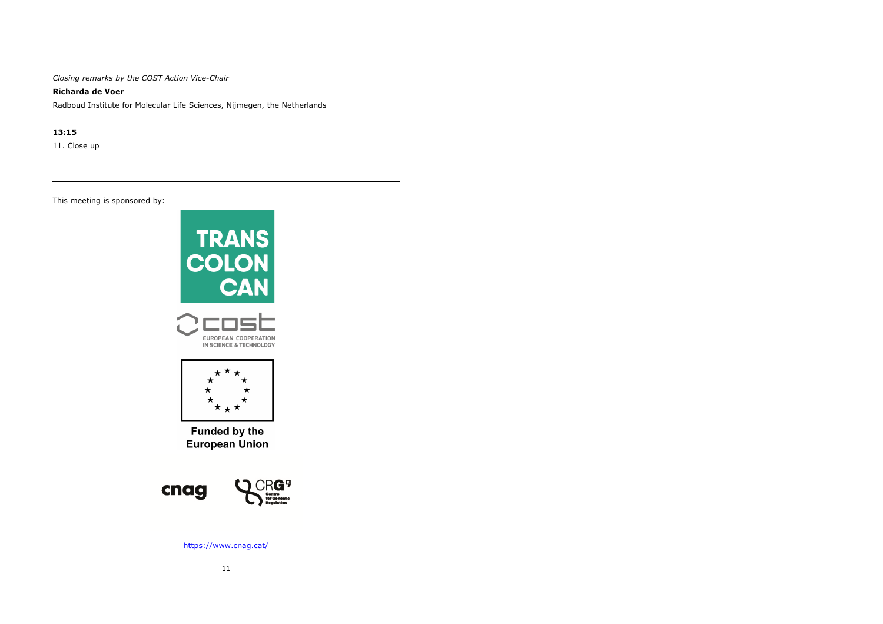*Closing remarks by the COST Action Vice-Chair*

**Richarda de Voer**

Radboud Institute for Molecular Life Sciences, Nijmegen, the Netherlands

**13:15**

11. Close up

---

This meeting is sponsored by:

TRANS COLON CAN

cost
EUROPEAN COOPERATION IN SCIENCE & TECHNOLOGY

Funded by the European Union

cnag

CRG Centre for Genomic Regulation

https://www.cnag.cat/